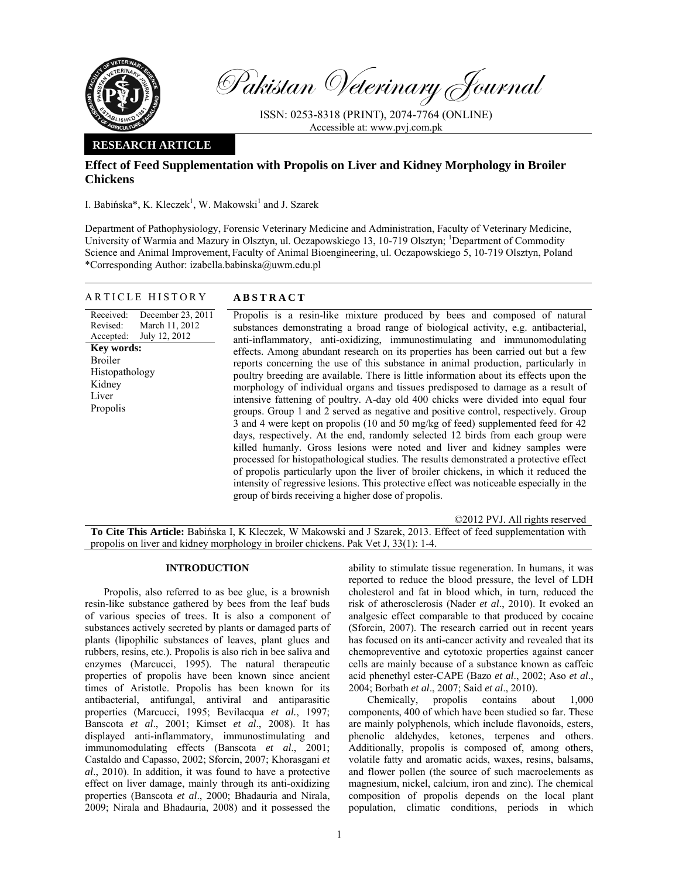**RESEARCH ARTICLE**

# Effect of Feed Supplementation with Propolis on Liver and Kidney Morphology in Broiler Chickens

I. Babińska\*, K. Kleczek[1], W. Makowski[1] and J. Szarek

Department of Pathophysiology, Forensic Veterinary Medicine and Administration, Faculty of Veterinary Medicine, University of Warmia and Mazury in Olsztyn, ul. Oczapowskiego 13, 10-719 Olsztyn; [1]Department of Commodity Science and Animal Improvement, Faculty of Animal Bioengineering, ul. Oczapowskiego 5, 10-719 Olsztyn, Poland
\*Corresponding Author: izabella.babinska@uwm.edu.pl

## ARTICLE HISTORY

Received: December 23, 2011
Revised: March 11, 2012
Accepted: July 12, 2012

**Key words:**
Broiler
Histopathology
Kidney
Liver
Propolis

## ABSTRACT

Propolis is a resin-like mixture produced by bees and composed of natural substances demonstrating a broad range of biological activity, e.g. antibacterial, anti-inflammatory, anti-oxidizing, immunostimulating and immunomodulating effects. Among abundant research on its properties has been carried out but a few reports concerning the use of this substance in animal production, particularly in poultry breeding are available. There is little information about its effects upon the morphology of individual organs and tissues predisposed to damage as a result of intensive fattening of poultry. A-day old 400 chicks were divided into equal four groups. Group 1 and 2 served as negative and positive control, respectively. Group 3 and 4 were kept on propolis (10 and 50 mg/kg of feed) supplemented feed for 42 days, respectively. At the end, randomly selected 12 birds from each group were killed humanly. Gross lesions were noted and liver and kidney samples were processed for histopathological studies. The results demonstrated a protective effect of propolis particularly upon the liver of broiler chickens, in which it reduced the intensity of regressive lesions. This protective effect was noticeable especially in the group of birds receiving a higher dose of propolis.

©2012 PVJ. All rights reserved

**To Cite This Article:** Babińska I, K Kleczek, W Makowski and J Szarek, 2013. Effect of feed supplementation with propolis on liver and kidney morphology in broiler chickens. Pak Vet J, 33(1): 1-4.

## INTRODUCTION

Propolis, also referred to as bee glue, is a brownish resin-like substance gathered by bees from the leaf buds of various species of trees. It is also a component of substances actively secreted by plants or damaged parts of plants (lipophilic substances of leaves, plant glues and rubbers, resins, etc.). Propolis is also rich in bee saliva and enzymes (Marcucci, 1995). The natural therapeutic properties of propolis have been known since ancient times of Aristotle. Propolis has been known for its antibacterial, antifungal, antiviral and antiparasitic properties (Marcucci, 1995; Bevilacqua *et al.*, 1997; Banscota *et al*., 2001; Kimset *et al*., 2008). It has displayed anti-inflammatory, immunostimulating and immunomodulating effects (Banscota *et al*., 2001; Castaldo and Capasso, 2002; Sforcin, 2007; Khorasgani *et al*., 2010). In addition, it was found to have a protective effect on liver damage, mainly through its anti-oxidizing properties (Banscota *et al*., 2000; Bhadauria and Nirala, 2009; Nirala and Bhadauria, 2008) and it possessed the ability to stimulate tissue regeneration. In humans, it was reported to reduce the blood pressure, the level of LDH cholesterol and fat in blood which, in turn, reduced the risk of atherosclerosis (Nader *et al*., 2010). It evoked an analgesic effect comparable to that produced by cocaine (Sforcin, 2007). The research carried out in recent years has focused on its anti-cancer activity and revealed that its chemopreventive and cytotoxic properties against cancer cells are mainly because of a substance known as caffeic acid phenethyl ester-CAPE (Bazo *et al*., 2002; Aso *et al*., 2004; Borbath *et al*., 2007; Said *et al*., 2010).

Chemically, propolis contains about 1,000 components, 400 of which have been studied so far. These are mainly polyphenols, which include flavonoids, esters, phenolic aldehydes, ketones, terpenes and others. Additionally, propolis is composed of, among others, volatile fatty and aromatic acids, waxes, resins, balsams, and flower pollen (the source of such macroelements as magnesium, nickel, calcium, iron and zinc). The chemical composition of propolis depends on the local plant population, climatic conditions, periods in which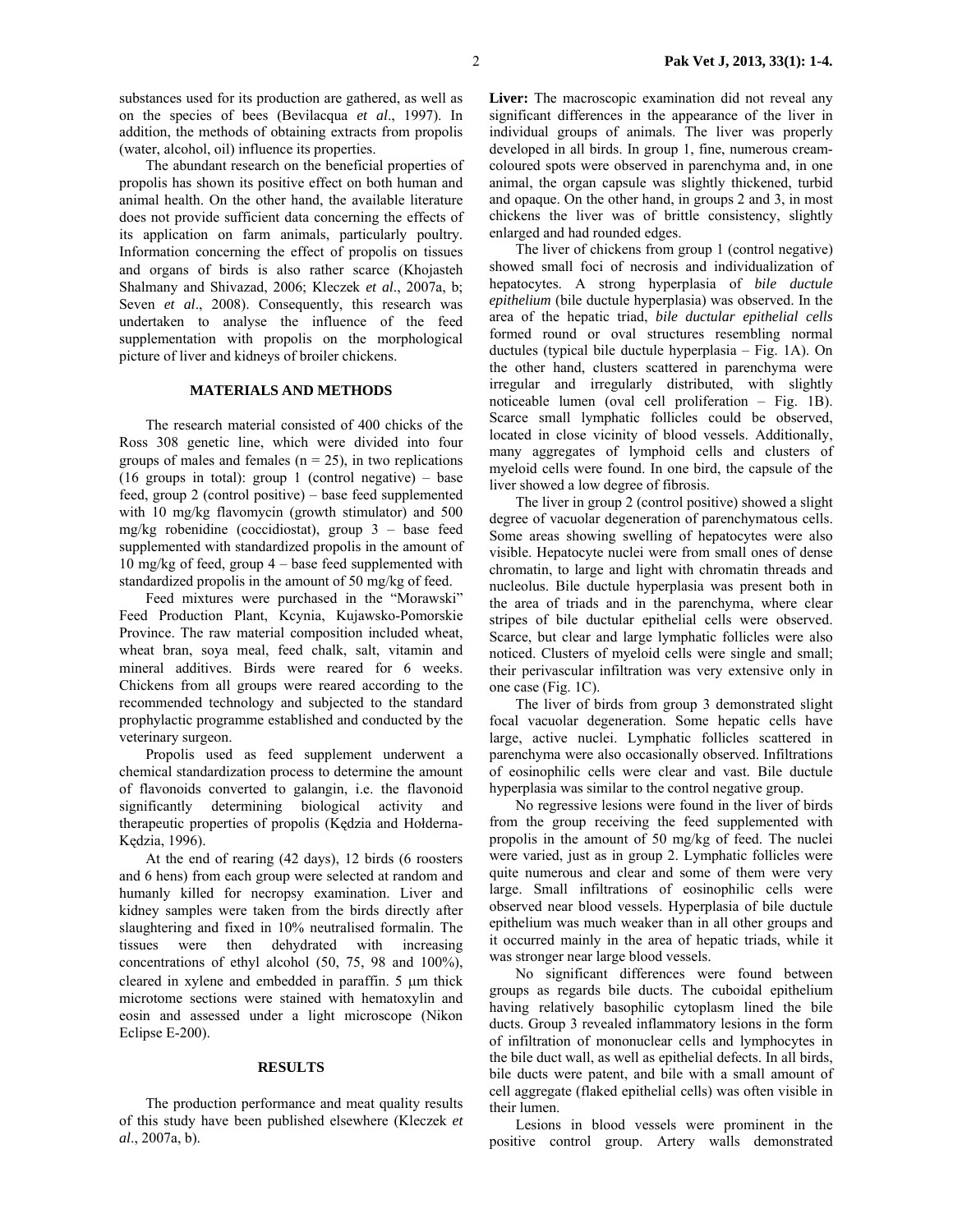substances used for its production are gathered, as well as on the species of bees (Bevilacqua *et al*., 1997). In addition, the methods of obtaining extracts from propolis (water, alcohol, oil) influence its properties.

The abundant research on the beneficial properties of propolis has shown its positive effect on both human and animal health. On the other hand, the available literature does not provide sufficient data concerning the effects of its application on farm animals, particularly poultry. Information concerning the effect of propolis on tissues and organs of birds is also rather scarce (Khojasteh Shalmany and Shivazad, 2006; Kleczek *et al*., 2007a, b; Seven *et al*., 2008). Consequently, this research was undertaken to analyse the influence of the feed supplementation with propolis on the morphological picture of liver and kidneys of broiler chickens.

## MATERIALS AND METHODS

The research material consisted of 400 chicks of the Ross 308 genetic line, which were divided into four groups of males and females (n = 25), in two replications (16 groups in total): group 1 (control negative) – base feed, group 2 (control positive) – base feed supplemented with 10 mg/kg flavomycin (growth stimulator) and 500 mg/kg robenidine (coccidiostat), group 3 – base feed supplemented with standardized propolis in the amount of 10 mg/kg of feed, group 4 – base feed supplemented with standardized propolis in the amount of 50 mg/kg of feed.

Feed mixtures were purchased in the "Morawski" Feed Production Plant, Kcynia, Kujawsko-Pomorskie Province. The raw material composition included wheat, wheat bran, soya meal, feed chalk, salt, vitamin and mineral additives. Birds were reared for 6 weeks. Chickens from all groups were reared according to the recommended technology and subjected to the standard prophylactic programme established and conducted by the veterinary surgeon.

Propolis used as feed supplement underwent a chemical standardization process to determine the amount of flavonoids converted to galangin, i.e. the flavonoid significantly determining biological activity and therapeutic properties of propolis (Kędzia and Hołderna-Kędzia, 1996).

At the end of rearing (42 days), 12 birds (6 roosters and 6 hens) from each group were selected at random and humanly killed for necropsy examination. Liver and kidney samples were taken from the birds directly after slaughtering and fixed in 10% neutralised formalin. The tissues were then dehydrated with increasing concentrations of ethyl alcohol (50, 75, 98 and 100%), cleared in xylene and embedded in paraffin. 5 μm thick microtome sections were stained with hematoxylin and eosin and assessed under a light microscope (Nikon Eclipse E-200).

## RESULTS

The production performance and meat quality results of this study have been published elsewhere (Kleczek *et al*., 2007a, b).

**Liver:** The macroscopic examination did not reveal any significant differences in the appearance of the liver in individual groups of animals. The liver was properly developed in all birds. In group 1, fine, numerous cream-coloured spots were observed in parenchyma and, in one animal, the organ capsule was slightly thickened, turbid and opaque. On the other hand, in groups 2 and 3, in most chickens the liver was of brittle consistency, slightly enlarged and had rounded edges.

The liver of chickens from group 1 (control negative) showed small foci of necrosis and individualization of hepatocytes. A strong hyperplasia of *bile ductule epithelium* (bile ductule hyperplasia) was observed. In the area of the hepatic triad, *bile ductular epithelial cells* formed round or oval structures resembling normal ductules (typical bile ductule hyperplasia – Fig. 1A). On the other hand, clusters scattered in parenchyma were irregular and irregularly distributed, with slightly noticeable lumen (oval cell proliferation – Fig. 1B). Scarce small lymphatic follicles could be observed, located in close vicinity of blood vessels. Additionally, many aggregates of lymphoid cells and clusters of myeloid cells were found. In one bird, the capsule of the liver showed a low degree of fibrosis.

The liver in group 2 (control positive) showed a slight degree of vacuolar degeneration of parenchymatous cells. Some areas showing swelling of hepatocytes were also visible. Hepatocyte nuclei were from small ones of dense chromatin, to large and light with chromatin threads and nucleolus. Bile ductule hyperplasia was present both in the area of triads and in the parenchyma, where clear stripes of bile ductular epithelial cells were observed. Scarce, but clear and large lymphatic follicles were also noticed. Clusters of myeloid cells were single and small; their perivascular infiltration was very extensive only in one case (Fig. 1C).

The liver of birds from group 3 demonstrated slight focal vacuolar degeneration. Some hepatic cells have large, active nuclei. Lymphatic follicles scattered in parenchyma were also occasionally observed. Infiltrations of eosinophilic cells were clear and vast. Bile ductule hyperplasia was similar to the control negative group.

No regressive lesions were found in the liver of birds from the group receiving the feed supplemented with propolis in the amount of 50 mg/kg of feed. The nuclei were varied, just as in group 2. Lymphatic follicles were quite numerous and clear and some of them were very large. Small infiltrations of eosinophilic cells were observed near blood vessels. Hyperplasia of bile ductule epithelium was much weaker than in all other groups and it occurred mainly in the area of hepatic triads, while it was stronger near large blood vessels.

No significant differences were found between groups as regards bile ducts. The cuboidal epithelium having relatively basophilic cytoplasm lined the bile ducts. Group 3 revealed inflammatory lesions in the form of infiltration of mononuclear cells and lymphocytes in the bile duct wall, as well as epithelial defects. In all birds, bile ducts were patent, and bile with a small amount of cell aggregate (flaked epithelial cells) was often visible in their lumen.

Lesions in blood vessels were prominent in the positive control group. Artery walls demonstrated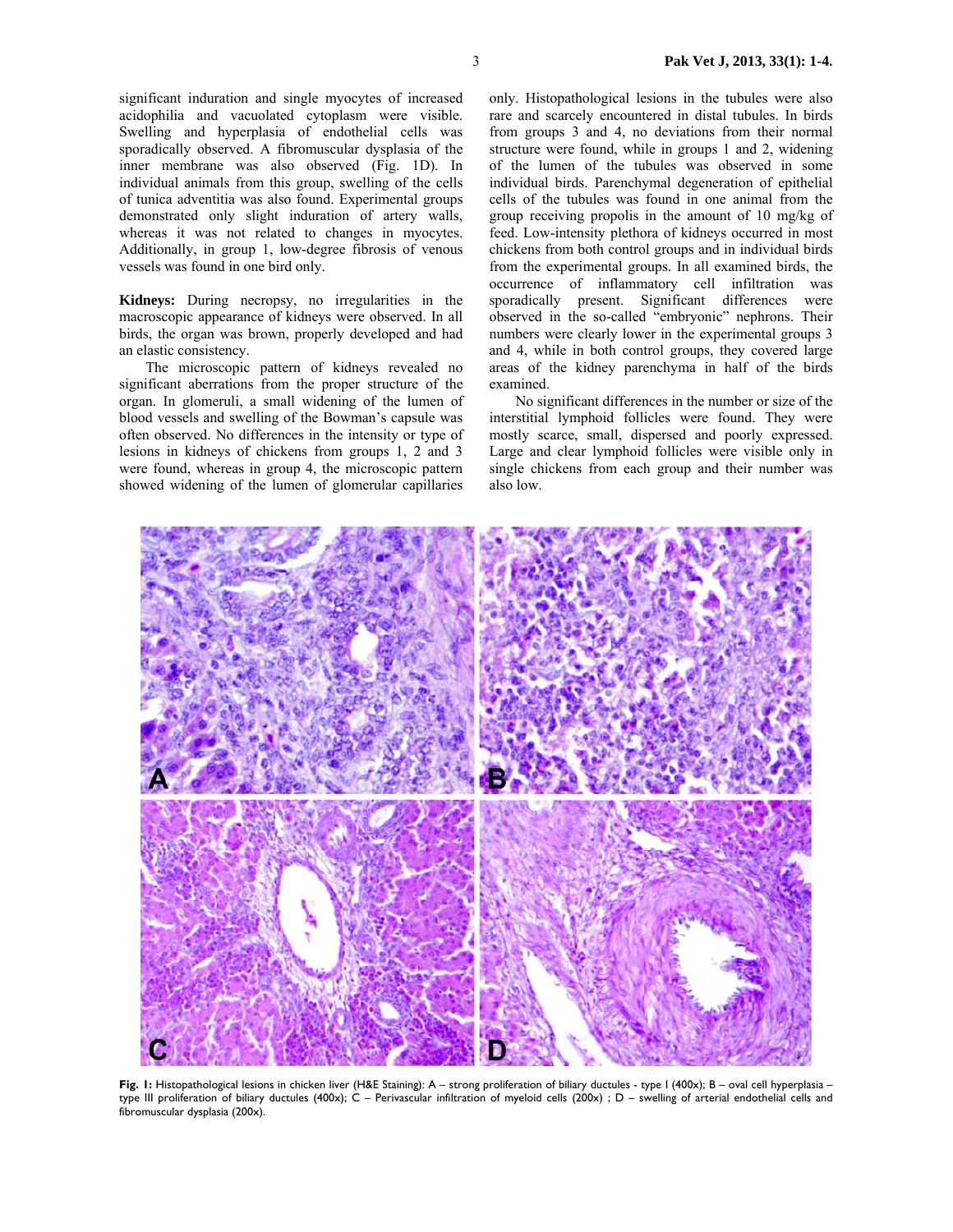significant induration and single myocytes of increased acidophilia and vacuolated cytoplasm were visible. Swelling and hyperplasia of endothelial cells was sporadically observed. A fibromuscular dysplasia of the inner membrane was also observed (Fig. 1D). In individual animals from this group, swelling of the cells of tunica adventitia was also found. Experimental groups demonstrated only slight induration of artery walls, whereas it was not related to changes in myocytes. Additionally, in group 1, low-degree fibrosis of venous vessels was found in one bird only.

**Kidneys:** During necropsy, no irregularities in the macroscopic appearance of kidneys were observed. In all birds, the organ was brown, properly developed and had an elastic consistency.

The microscopic pattern of kidneys revealed no significant aberrations from the proper structure of the organ. In glomeruli, a small widening of the lumen of blood vessels and swelling of the Bowman's capsule was often observed. No differences in the intensity or type of lesions in kidneys of chickens from groups 1, 2 and 3 were found, whereas in group 4, the microscopic pattern showed widening of the lumen of glomerular capillaries only. Histopathological lesions in the tubules were also rare and scarcely encountered in distal tubules. In birds from groups 3 and 4, no deviations from their normal structure were found, while in groups 1 and 2, widening of the lumen of the tubules was observed in some individual birds. Parenchymal degeneration of epithelial cells of the tubules was found in one animal from the group receiving propolis in the amount of 10 mg/kg of feed. Low-intensity plethora of kidneys occurred in most chickens from both control groups and in individual birds from the experimental groups. In all examined birds, the occurrence of inflammatory cell infiltration was sporadically present. Significant differences were observed in the so-called "embryonic" nephrons. Their numbers were clearly lower in the experimental groups 3 and 4, while in both control groups, they covered large areas of the kidney parenchyma in half of the birds examined.

No significant differences in the number or size of the interstitial lymphoid follicles were found. They were mostly scarce, small, dispersed and poorly expressed. Large and clear lymphoid follicles were visible only in single chickens from each group and their number was also low.

**Fig. 1:** Histopathological lesions in chicken liver (H&E Staining): A – strong proliferation of biliary ductules - type I (400x); B – oval cell hyperplasia – type III proliferation of biliary ductules (400x); C – Perivascular infiltration of myeloid cells (200x) ; D – swelling of arterial endothelial cells and fibromuscular dysplasia (200x).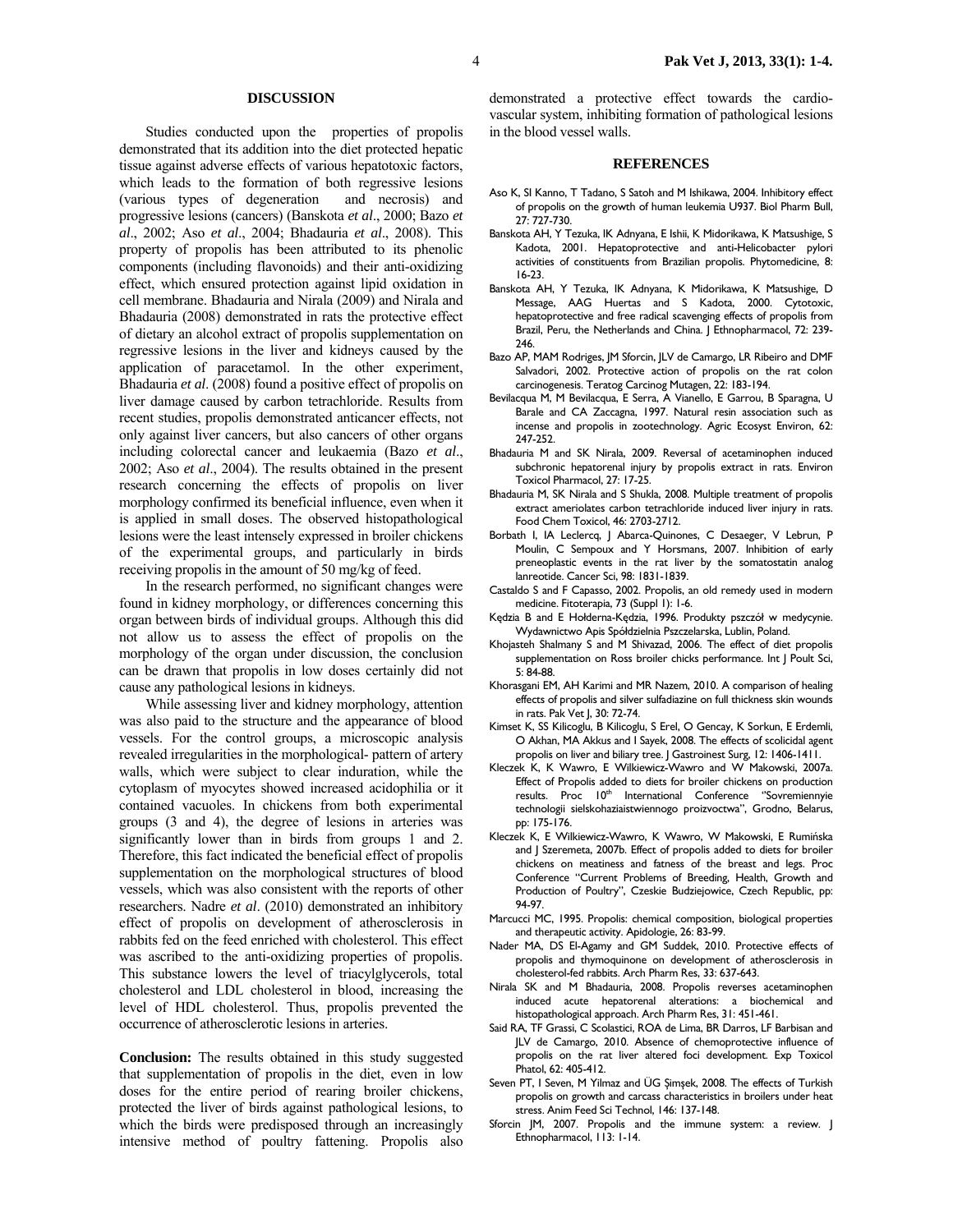## DISCUSSION

Studies conducted upon the properties of propolis demonstrated that its addition into the diet protected hepatic tissue against adverse effects of various hepatotoxic factors, which leads to the formation of both regressive lesions (various types of degeneration and necrosis) and progressive lesions (cancers) (Banskota *et al*., 2000; Bazo *et al*., 2002; Aso *et al*., 2004; Bhadauria *et al*., 2008). This property of propolis has been attributed to its phenolic components (including flavonoids) and their anti-oxidizing effect, which ensured protection against lipid oxidation in cell membrane. Bhadauria and Nirala (2009) and Nirala and Bhadauria (2008) demonstrated in rats the protective effect of dietary an alcohol extract of propolis supplementation on regressive lesions in the liver and kidneys caused by the application of paracetamol. In the other experiment, Bhadauria *et al*. (2008) found a positive effect of propolis on liver damage caused by carbon tetrachloride. Results from recent studies, propolis demonstrated anticancer effects, not only against liver cancers, but also cancers of other organs including colorectal cancer and leukaemia (Bazo *et al*., 2002; Aso *et al*., 2004). The results obtained in the present research concerning the effects of propolis on liver morphology confirmed its beneficial influence, even when it is applied in small doses. The observed histopathological lesions were the least intensely expressed in broiler chickens of the experimental groups, and particularly in birds receiving propolis in the amount of 50 mg/kg of feed.

In the research performed, no significant changes were found in kidney morphology, or differences concerning this organ between birds of individual groups. Although this did not allow us to assess the effect of propolis on the morphology of the organ under discussion, the conclusion can be drawn that propolis in low doses certainly did not cause any pathological lesions in kidneys.

While assessing liver and kidney morphology, attention was also paid to the structure and the appearance of blood vessels. For the control groups, a microscopic analysis revealed irregularities in the morphological- pattern of artery walls, which were subject to clear induration, while the cytoplasm of myocytes showed increased acidophilia or it contained vacuoles. In chickens from both experimental groups (3 and 4), the degree of lesions in arteries was significantly lower than in birds from groups 1 and 2. Therefore, this fact indicated the beneficial effect of propolis supplementation on the morphological structures of blood vessels, which was also consistent with the reports of other researchers. Nadre *et al*. (2010) demonstrated an inhibitory effect of propolis on development of atherosclerosis in rabbits fed on the feed enriched with cholesterol. This effect was ascribed to the anti-oxidizing properties of propolis. This substance lowers the level of triacylglycerols, total cholesterol and LDL cholesterol in blood, increasing the level of HDL cholesterol. Thus, propolis prevented the occurrence of atherosclerotic lesions in arteries.

**Conclusion:** The results obtained in this study suggested that supplementation of propolis in the diet, even in low doses for the entire period of rearing broiler chickens, protected the liver of birds against pathological lesions, to which the birds were predisposed through an increasingly intensive method of poultry fattening. Propolis also demonstrated a protective effect towards the cardio-vascular system, inhibiting formation of pathological lesions in the blood vessel walls.

## REFERENCES

Aso K, SI Kanno, T Tadano, S Satoh and M Ishikawa, 2004. Inhibitory effect of propolis on the growth of human leukemia U937. Biol Pharm Bull, 27: 727-730.

Banskota AH, Y Tezuka, IK Adnyana, E Ishii, K Midorikawa, K Matsushige, S Kadota, 2001. Hepatoprotective and anti-Helicobacter pylori activities of constituents from Brazilian propolis. Phytomedicine, 8: 16-23.

Banskota AH, Y Tezuka, IK Adnyana, K Midorikawa, K Matsushige, D Message, AAG Huertas and S Kadota, 2000. Cytotoxic, hepatoprotective and free radical scavenging effects of propolis from Brazil, Peru, the Netherlands and China. J Ethnopharmacol, 72: 239-246.

Bazo AP, MAM Rodriges, JM Sforcin, JLV de Camargo, LR Ribeiro and DMF Salvadori, 2002. Protective action of propolis on the rat colon carcinogenesis. Teratog Carcinog Mutagen, 22: 183-194.

Bevilacqua M, M Bevilacqua, E Serra, A Vianello, E Garrou, B Sparagna, U Barale and CA Zaccagna, 1997. Natural resin association such as incense and propolis in zootechnology. Agric Ecosyst Environ, 62: 247-252.

Bhadauria M and SK Nirala, 2009. Reversal of acetaminophen induced subchronic hepatorenal injury by propolis extract in rats. Environ Toxicol Pharmacol, 27: 17-25.

Bhadauria M, SK Nirala and S Shukla, 2008. Multiple treatment of propolis extract ameriolates carbon tetrachloride induced liver injury in rats. Food Chem Toxicol, 46: 2703-2712.

Borbath I, IA Leclercq, J Abarca-Quinones, C Desaeger, V Lebrun, P Moulin, C Sempoux and Y Horsmans, 2007. Inhibition of early preneoplastic events in the rat liver by the somatostatin analog lanreotide. Cancer Sci, 98: 1831-1839.

Castaldo S and F Capasso, 2002. Propolis, an old remedy used in modern medicine. Fitoterapia, 73 (Suppl 1): 1-6.

Kędzia B and E Hołderna-Kędzia, 1996. Produkty pszczół w medycynie. Wydawnictwo Apis Spółdzielnia Pszczelarska, Lublin, Poland.

Khojasteh Shalmany S and M Shivazad, 2006. The effect of diet propolis supplementation on Ross broiler chicks performance. Int J Poult Sci, 5: 84-88.

Khorasgani EM, AH Karimi and MR Nazem, 2010. A comparison of healing effects of propolis and silver sulfadiazine on full thickness skin wounds in rats. Pak Vet J, 30: 72-74.

Kimset K, SS Kilicoglu, B Kilicoglu, S Erel, O Gencay, K Sorkun, E Erdemli, O Akhan, MA Akkus and I Sayek, 2008. The effects of scolicidal agent propolis on liver and biliary tree. J Gastroinest Surg, 12: 1406-1411.

Kleczek K, K Wawro, E Wilkiewicz-Wawro and W Makowski, 2007a. Effect of Propolis added to diets for broiler chickens on production results. Proc 10th International Conference "Sovremiennyie technologii sielskohaziaistwiennogo proizvoctwa", Grodno, Belarus, pp: 175-176.

Kleczek K, E Wilkiewicz-Wawro, K Wawro, W Makowski, E Rumińska and J Szeremeta, 2007b. Effect of propolis added to diets for broiler chickens on meatiness and fatness of the breast and legs. Proc Conference "Current Problems of Breeding, Health, Growth and Production of Poultry", Czeskie Budziejowice, Czech Republic, pp: 94-97.

Marcucci MC, 1995. Propolis: chemical composition, biological properties and therapeutic activity. Apidologie, 26: 83-99.

Nader MA, DS El-Agamy and GM Suddek, 2010. Protective effects of propolis and thymoquinone on development of atherosclerosis in cholesterol-fed rabbits. Arch Pharm Res, 33: 637-643.

Nirala SK and M Bhadauria, 2008. Propolis reverses acetaminophen induced acute hepatorenal alterations: a biochemical and histopathological approach. Arch Pharm Res, 31: 451-461.

Said RA, TF Grassi, C Scolastici, ROA de Lima, BR Darros, LF Barbisan and JLV de Camargo, 2010. Absence of chemoprotective influence of propolis on the rat liver altered foci development. Exp Toxicol Phatol, 62: 405-412.

Seven PT, I Seven, M Yilmaz and ÜG Şimşek, 2008. The effects of Turkish propolis on growth and carcass characteristics in broilers under heat stress. Anim Feed Sci Technol, 146: 137-148.

Sforcin JM, 2007. Propolis and the immune system: a review. J Ethnopharmacol, 113: 1-14.